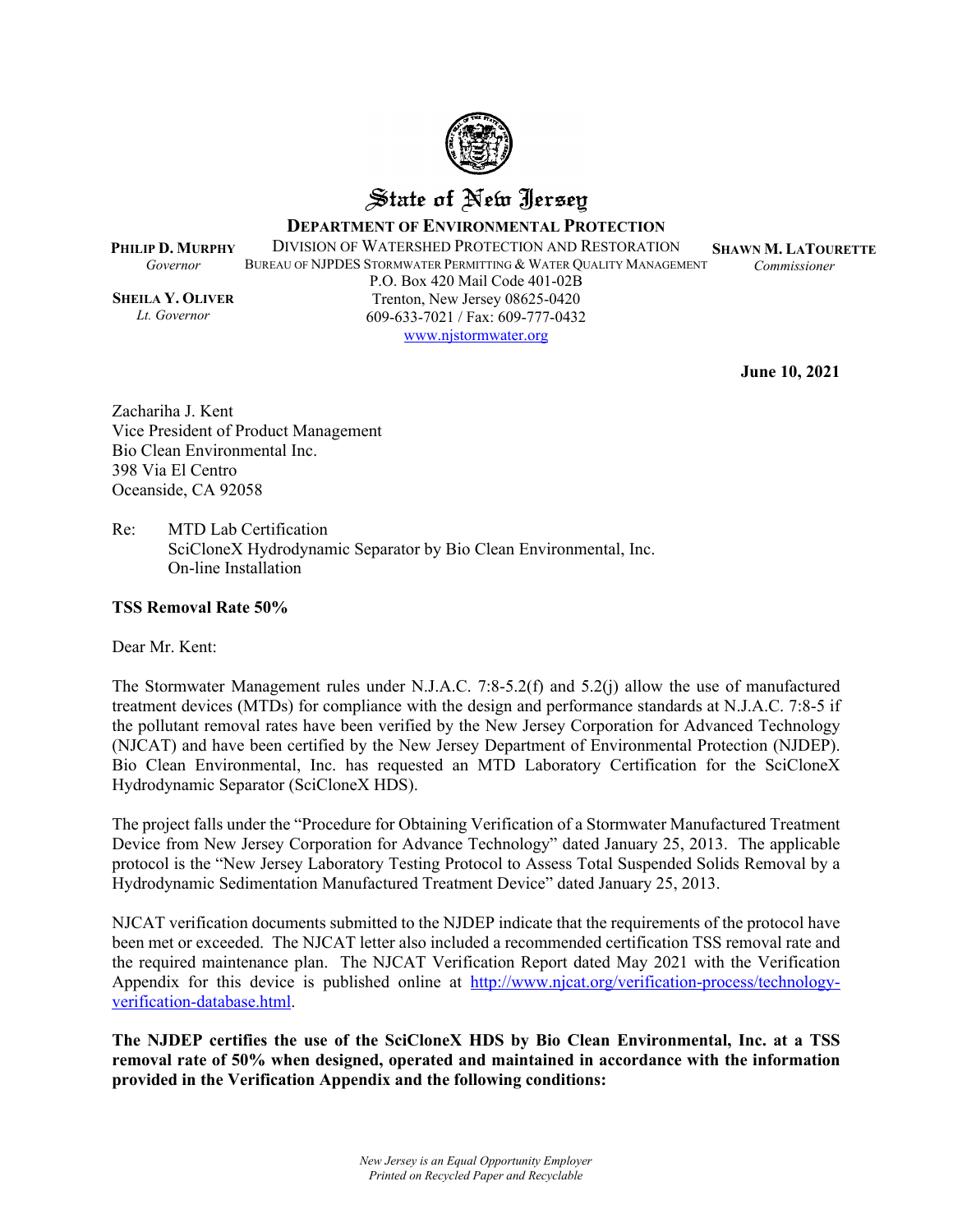# State of New Jersey

**DEPARTMENT OF ENVIRONMENTAL PROTECTION**

**PHILIP D. MURPHY**
*Governor*

**SHEILA Y. OLIVER**
*Lt. Governor*

DIVISION OF WATERSHED PROTECTION AND RESTORATION
BUREAU OF NJPDES STORMWATER PERMITTING & WATER QUALITY MANAGEMENT
P.O. Box 420 Mail Code 401-02B
Trenton, New Jersey 08625-0420
609-633-7021 / Fax: 609-777-0432
www.njstormwater.org

**SHAWN M. LATOURETTE**
*Commissioner*

**June 10, 2021**

Zachariha J. Kent
Vice President of Product Management
Bio Clean Environmental Inc.
398 Via El Centro
Oceanside, CA 92058

Re: MTD Lab Certification
SciCloneX Hydrodynamic Separator by Bio Clean Environmental, Inc.
On-line Installation

**TSS Removal Rate 50%**

Dear Mr. Kent:

The Stormwater Management rules under N.J.A.C. 7:8-5.2(f) and 5.2(j) allow the use of manufactured treatment devices (MTDs) for compliance with the design and performance standards at N.J.A.C. 7:8-5 if the pollutant removal rates have been verified by the New Jersey Corporation for Advanced Technology (NJCAT) and have been certified by the New Jersey Department of Environmental Protection (NJDEP). Bio Clean Environmental, Inc. has requested an MTD Laboratory Certification for the SciCloneX Hydrodynamic Separator (SciCloneX HDS).

The project falls under the "Procedure for Obtaining Verification of a Stormwater Manufactured Treatment Device from New Jersey Corporation for Advance Technology" dated January 25, 2013. The applicable protocol is the "New Jersey Laboratory Testing Protocol to Assess Total Suspended Solids Removal by a Hydrodynamic Sedimentation Manufactured Treatment Device" dated January 25, 2013.

NJCAT verification documents submitted to the NJDEP indicate that the requirements of the protocol have been met or exceeded. The NJCAT letter also included a recommended certification TSS removal rate and the required maintenance plan. The NJCAT Verification Report dated May 2021 with the Verification Appendix for this device is published online at http://www.njcat.org/verification-process/technology-verification-database.html.

**The NJDEP certifies the use of the SciCloneX HDS by Bio Clean Environmental, Inc. at a TSS removal rate of 50% when designed, operated and maintained in accordance with the information provided in the Verification Appendix and the following conditions:**

*New Jersey is an Equal Opportunity Employer*
*Printed on Recycled Paper and Recyclable*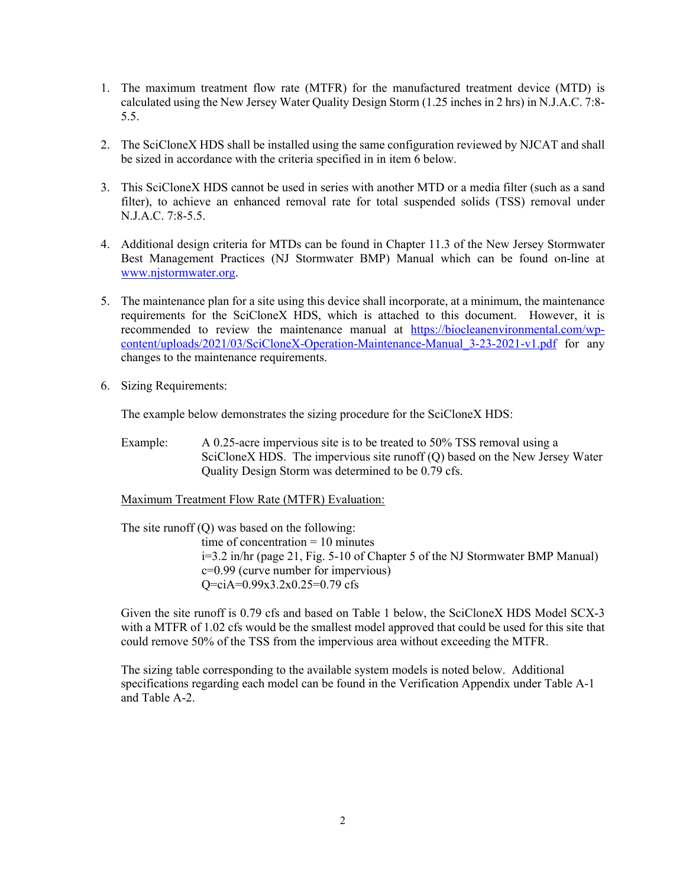1. The maximum treatment flow rate (MTFR) for the manufactured treatment device (MTD) is calculated using the New Jersey Water Quality Design Storm (1.25 inches in 2 hrs) in N.J.A.C. 7:8-5.5.

2. The SciCloneX HDS shall be installed using the same configuration reviewed by NJCAT and shall be sized in accordance with the criteria specified in in item 6 below.

3. This SciCloneX HDS cannot be used in series with another MTD or a media filter (such as a sand filter), to achieve an enhanced removal rate for total suspended solids (TSS) removal under N.J.A.C. 7:8-5.5.

4. Additional design criteria for MTDs can be found in Chapter 11.3 of the New Jersey Stormwater Best Management Practices (NJ Stormwater BMP) Manual which can be found on-line at [www.njstormwater.org](http://www.njstormwater.org).

5. The maintenance plan for a site using this device shall incorporate, at a minimum, the maintenance requirements for the SciCloneX HDS, which is attached to this document. However, it is recommended to review the maintenance manual at [https://biocleanenvironmental.com/wp-content/uploads/2021/03/SciCloneX-Operation-Maintenance-Manual_3-23-2021-v1.pdf](https://biocleanenvironmental.com/wp-content/uploads/2021/03/SciCloneX-Operation-Maintenance-Manual_3-23-2021-v1.pdf) for any changes to the maintenance requirements.

6. Sizing Requirements:

   The example below demonstrates the sizing procedure for the SciCloneX HDS:

   Example: A 0.25-acre impervious site is to be treated to 50% TSS removal using a SciCloneX HDS. The impervious site runoff (Q) based on the New Jersey Water Quality Design Storm was determined to be 0.79 cfs.

   Maximum Treatment Flow Rate (MTFR) Evaluation:

   The site runoff (Q) was based on the following:

   time of concentration = 10 minutes
   i=3.2 in/hr (page 21, Fig. 5-10 of Chapter 5 of the NJ Stormwater BMP Manual)
   c=0.99 (curve number for impervious)
   Q=ciA=0.99x3.2x0.25=0.79 cfs

   Given the site runoff is 0.79 cfs and based on Table 1 below, the SciCloneX HDS Model SCX-3 with a MTFR of 1.02 cfs would be the smallest model approved that could be used for this site that could remove 50% of the TSS from the impervious area without exceeding the MTFR.

   The sizing table corresponding to the available system models is noted below. Additional specifications regarding each model can be found in the Verification Appendix under Table A-1 and Table A-2.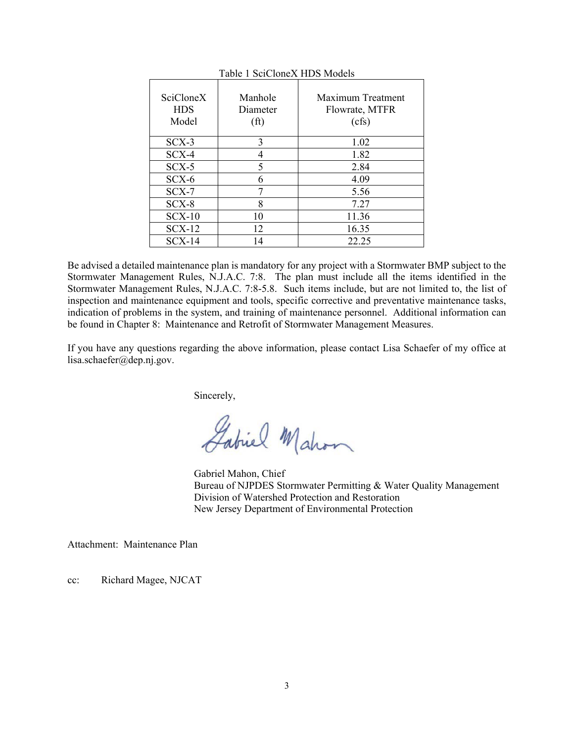Table 1 SciCloneX HDS Models

| SciCloneX HDS Model | Manhole Diameter (ft) | Maximum Treatment Flowrate, MTFR (cfs) |
|---|---|---|
| SCX-3 | 3 | 1.02 |
| SCX-4 | 4 | 1.82 |
| SCX-5 | 5 | 2.84 |
| SCX-6 | 6 | 4.09 |
| SCX-7 | 7 | 5.56 |
| SCX-8 | 8 | 7.27 |
| SCX-10 | 10 | 11.36 |
| SCX-12 | 12 | 16.35 |
| SCX-14 | 14 | 22.25 |

Be advised a detailed maintenance plan is mandatory for any project with a Stormwater BMP subject to the Stormwater Management Rules, N.J.A.C. 7:8. The plan must include all the items identified in the Stormwater Management Rules, N.J.A.C. 7:8-5.8. Such items include, but are not limited to, the list of inspection and maintenance equipment and tools, specific corrective and preventative maintenance tasks, indication of problems in the system, and training of maintenance personnel. Additional information can be found in Chapter 8: Maintenance and Retrofit of Stormwater Management Measures.

If you have any questions regarding the above information, please contact Lisa Schaefer of my office at lisa.schaefer@dep.nj.gov.

Sincerely,

Gabriel Mahon

Gabriel Mahon, Chief
Bureau of NJPDES Stormwater Permitting & Water Quality Management
Division of Watershed Protection and Restoration
New Jersey Department of Environmental Protection

Attachment: Maintenance Plan

cc: Richard Magee, NJCAT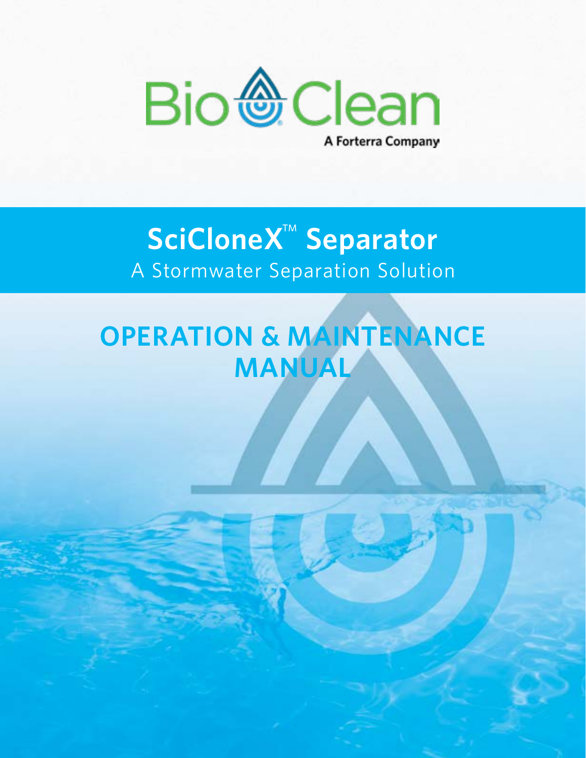Bio Clean

A Forterra Company

# SciCloneX™ Separator

A Stormwater Separation Solution

# OPERATION & MAINTENANCE MANUAL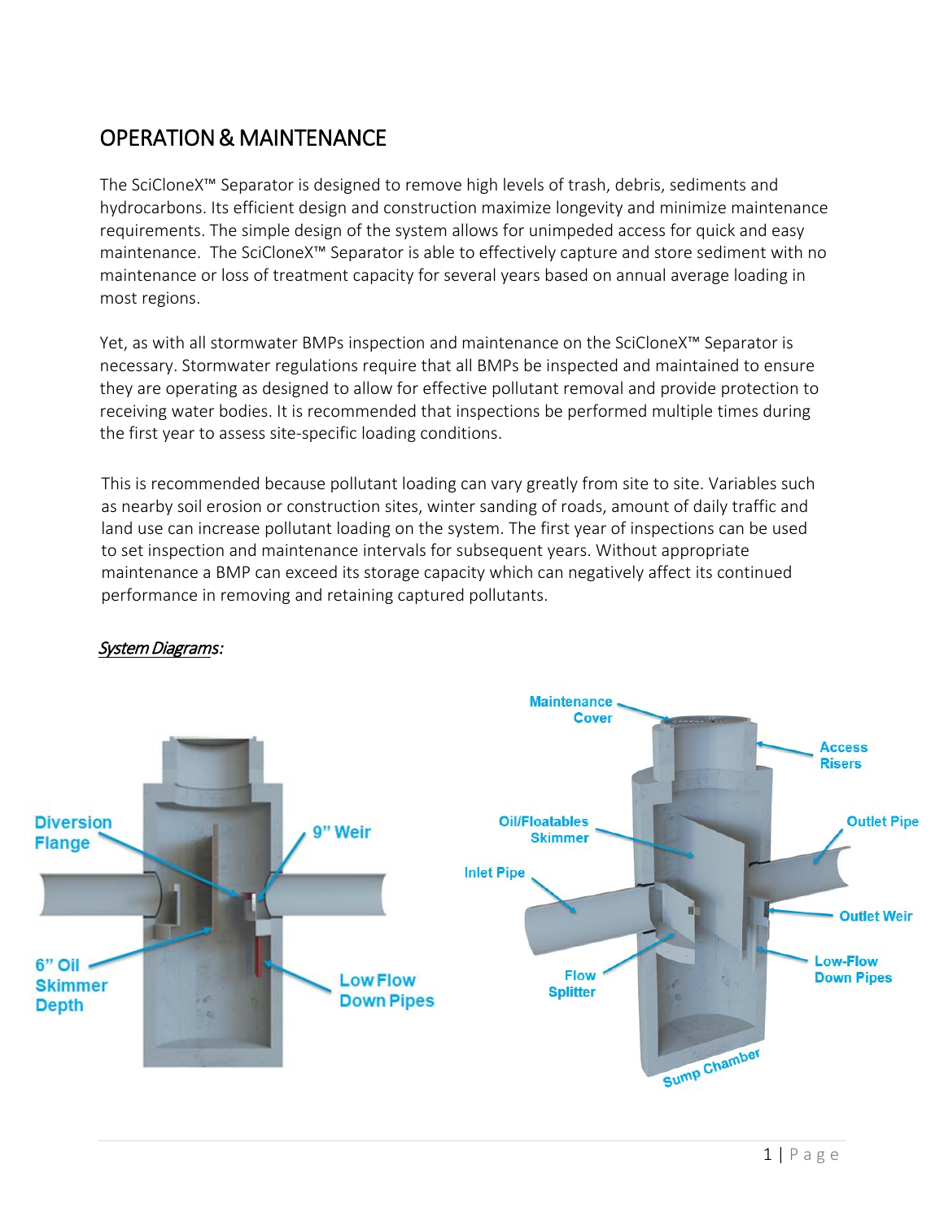# OPERATION & MAINTENANCE

The SciCloneX™ Separator is designed to remove high levels of trash, debris, sediments and hydrocarbons. Its efficient design and construction maximize longevity and minimize maintenance requirements. The simple design of the system allows for unimpeded access for quick and easy maintenance. The SciCloneX™ Separator is able to effectively capture and store sediment with no maintenance or loss of treatment capacity for several years based on annual average loading in most regions.

Yet, as with all stormwater BMPs inspection and maintenance on the SciCloneX™ Separator is necessary. Stormwater regulations require that all BMPs be inspected and maintained to ensure they are operating as designed to allow for effective pollutant removal and provide protection to receiving water bodies. It is recommended that inspections be performed multiple times during the first year to assess site-specific loading conditions.

This is recommended because pollutant loading can vary greatly from site to site. Variables such as nearby soil erosion or construction sites, winter sanding of roads, amount of daily traffic and land use can increase pollutant loading on the system. The first year of inspections can be used to set inspection and maintenance intervals for subsequent years. Without appropriate maintenance a BMP can exceed its storage capacity which can negatively affect its continued performance in removing and retaining captured pollutants.

*System Diagrams:*

Diversion Flange
9" Weir
6" Oil Skimmer Depth
Low Flow Down Pipes

Maintenance Cover
Access Risers
Oil/Floatables Skimmer
Outlet Pipe
Inlet Pipe
Outlet Weir
Flow Splitter
Low-Flow Down Pipes
Sump Chamber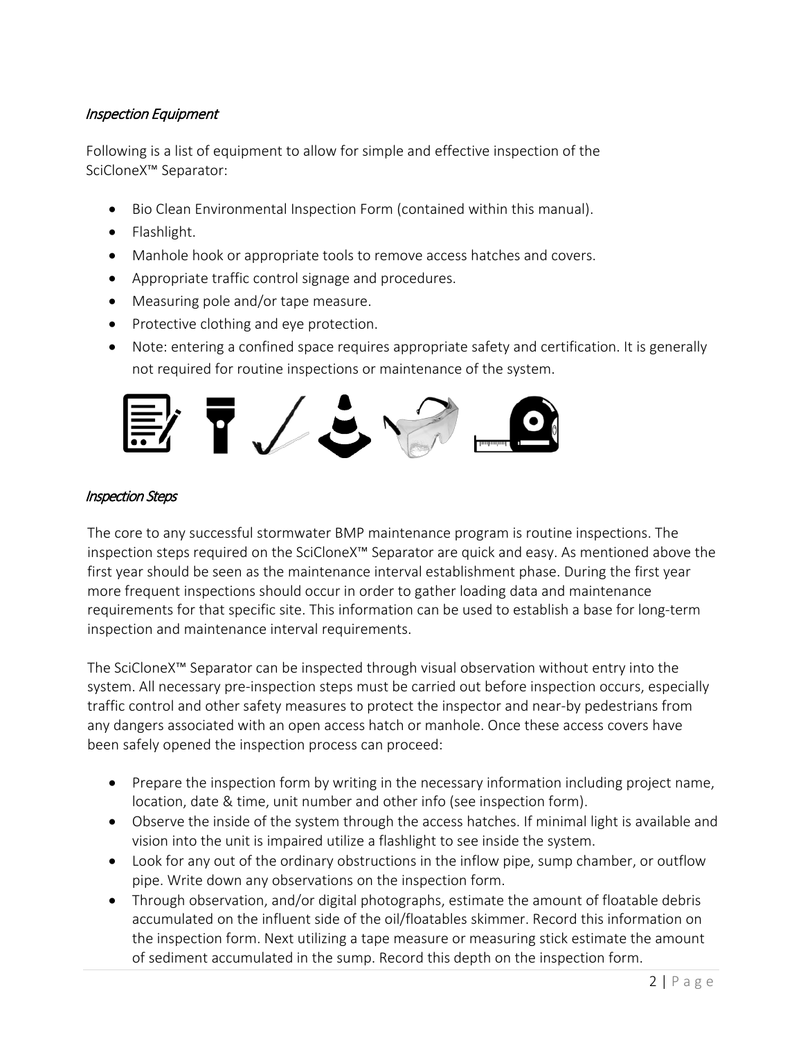### *Inspection Equipment*

Following is a list of equipment to allow for simple and effective inspection of the SciCloneX™ Separator:

- Bio Clean Environmental Inspection Form (contained within this manual).
- Flashlight.
- Manhole hook or appropriate tools to remove access hatches and covers.
- Appropriate traffic control signage and procedures.
- Measuring pole and/or tape measure.
- Protective clothing and eye protection.
- Note: entering a confined space requires appropriate safety and certification. It is generally not required for routine inspections or maintenance of the system.

### *Inspection Steps*

The core to any successful stormwater BMP maintenance program is routine inspections. The inspection steps required on the SciCloneX™ Separator are quick and easy. As mentioned above the first year should be seen as the maintenance interval establishment phase. During the first year more frequent inspections should occur in order to gather loading data and maintenance requirements for that specific site. This information can be used to establish a base for long-term inspection and maintenance interval requirements.

The SciCloneX™ Separator can be inspected through visual observation without entry into the system. All necessary pre-inspection steps must be carried out before inspection occurs, especially traffic control and other safety measures to protect the inspector and near-by pedestrians from any dangers associated with an open access hatch or manhole. Once these access covers have been safely opened the inspection process can proceed:

- Prepare the inspection form by writing in the necessary information including project name, location, date & time, unit number and other info (see inspection form).
- Observe the inside of the system through the access hatches. If minimal light is available and vision into the unit is impaired utilize a flashlight to see inside the system.
- Look for any out of the ordinary obstructions in the inflow pipe, sump chamber, or outflow pipe. Write down any observations on the inspection form.
- Through observation, and/or digital photographs, estimate the amount of floatable debris accumulated on the influent side of the oil/floatables skimmer. Record this information on the inspection form. Next utilizing a tape measure or measuring stick estimate the amount of sediment accumulated in the sump. Record this depth on the inspection form.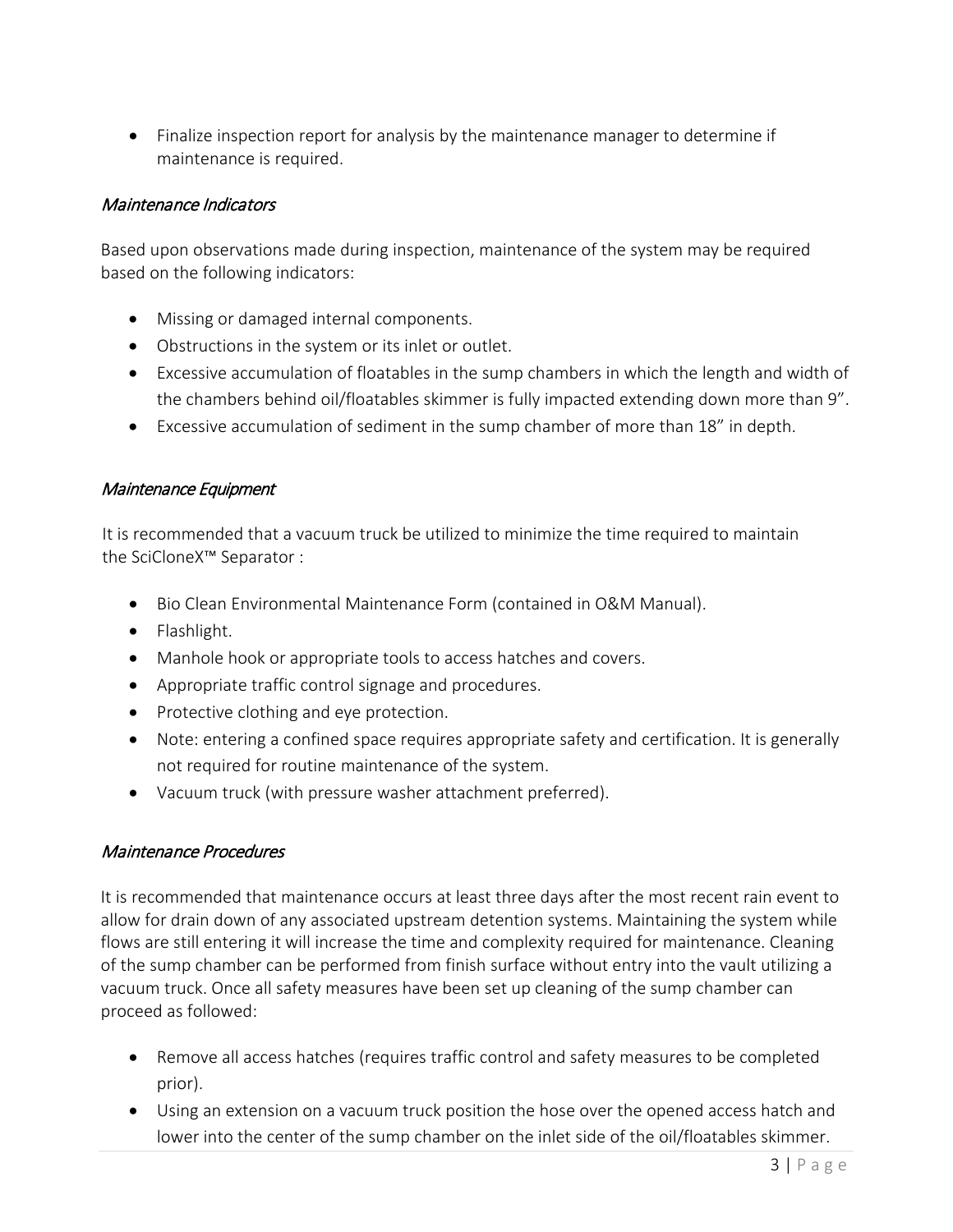- Finalize inspection report for analysis by the maintenance manager to determine if maintenance is required.

### *Maintenance Indicators*

Based upon observations made during inspection, maintenance of the system may be required based on the following indicators:

- Missing or damaged internal components.
- Obstructions in the system or its inlet or outlet.
- Excessive accumulation of floatables in the sump chambers in which the length and width of the chambers behind oil/floatables skimmer is fully impacted extending down more than 9”.
- Excessive accumulation of sediment in the sump chamber of more than 18” in depth.

### *Maintenance Equipment*

It is recommended that a vacuum truck be utilized to minimize the time required to maintain the SciCloneX™ Separator :

- Bio Clean Environmental Maintenance Form (contained in O&M Manual).
- Flashlight.
- Manhole hook or appropriate tools to access hatches and covers.
- Appropriate traffic control signage and procedures.
- Protective clothing and eye protection.
- Note: entering a confined space requires appropriate safety and certification. It is generally not required for routine maintenance of the system.
- Vacuum truck (with pressure washer attachment preferred).

### *Maintenance Procedures*

It is recommended that maintenance occurs at least three days after the most recent rain event to allow for drain down of any associated upstream detention systems. Maintaining the system while flows are still entering it will increase the time and complexity required for maintenance. Cleaning of the sump chamber can be performed from finish surface without entry into the vault utilizing a vacuum truck. Once all safety measures have been set up cleaning of the sump chamber can proceed as followed:

- Remove all access hatches (requires traffic control and safety measures to be completed prior).
- Using an extension on a vacuum truck position the hose over the opened access hatch and lower into the center of the sump chamber on the inlet side of the oil/floatables skimmer.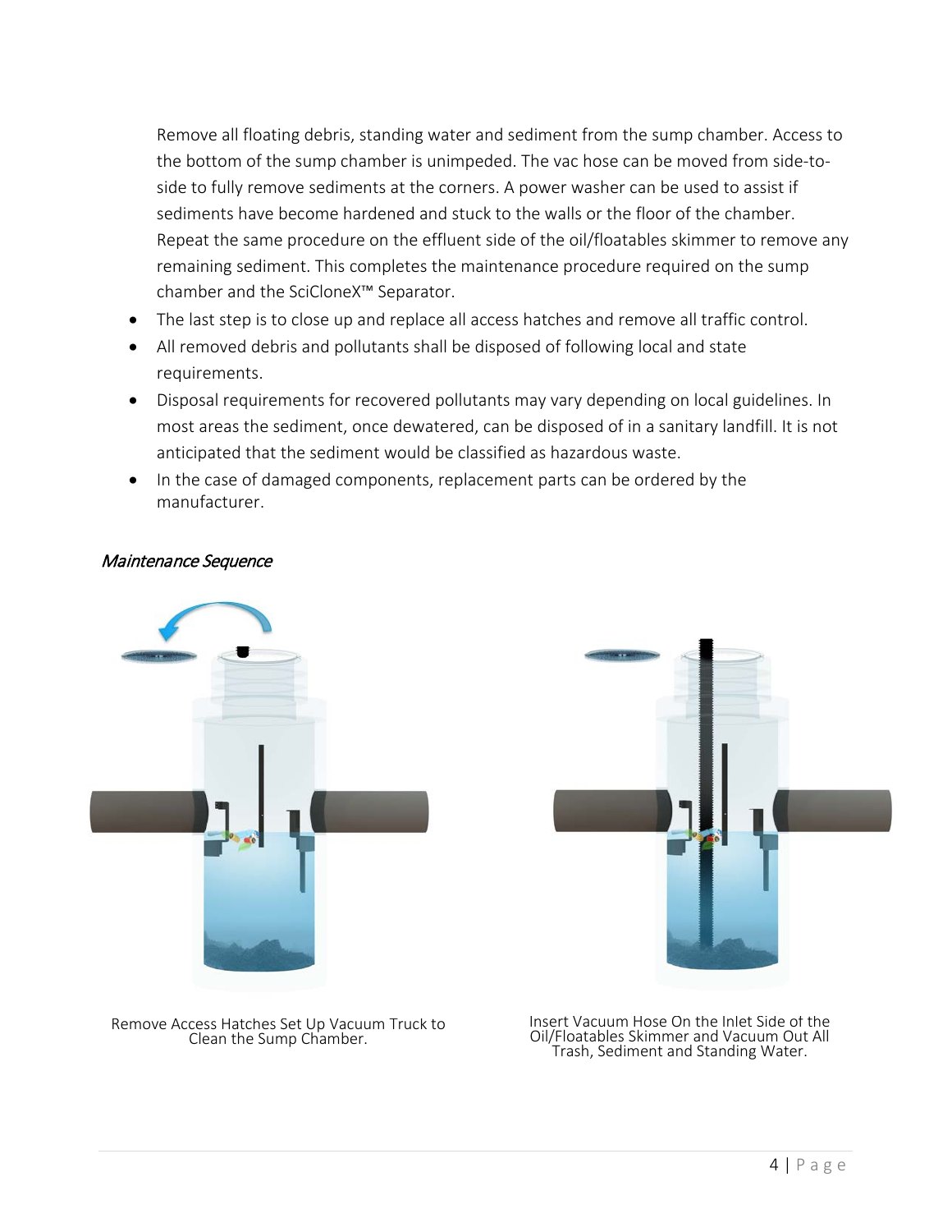Remove all floating debris, standing water and sediment from the sump chamber. Access to the bottom of the sump chamber is unimpeded. The vac hose can be moved from side-to-side to fully remove sediments at the corners. A power washer can be used to assist if sediments have become hardened and stuck to the walls or the floor of the chamber. Repeat the same procedure on the effluent side of the oil/floatables skimmer to remove any remaining sediment. This completes the maintenance procedure required on the sump chamber and the SciCloneX™ Separator.

- The last step is to close up and replace all access hatches and remove all traffic control.
- All removed debris and pollutants shall be disposed of following local and state requirements.
- Disposal requirements for recovered pollutants may vary depending on local guidelines. In most areas the sediment, once dewatered, can be disposed of in a sanitary landfill. It is not anticipated that the sediment would be classified as hazardous waste.
- In the case of damaged components, replacement parts can be ordered by the manufacturer.

*Maintenance Sequence*

Remove Access Hatches Set Up Vacuum Truck to Clean the Sump Chamber.

Insert Vacuum Hose On the Inlet Side of the Oil/Floatables Skimmer and Vacuum Out All Trash, Sediment and Standing Water.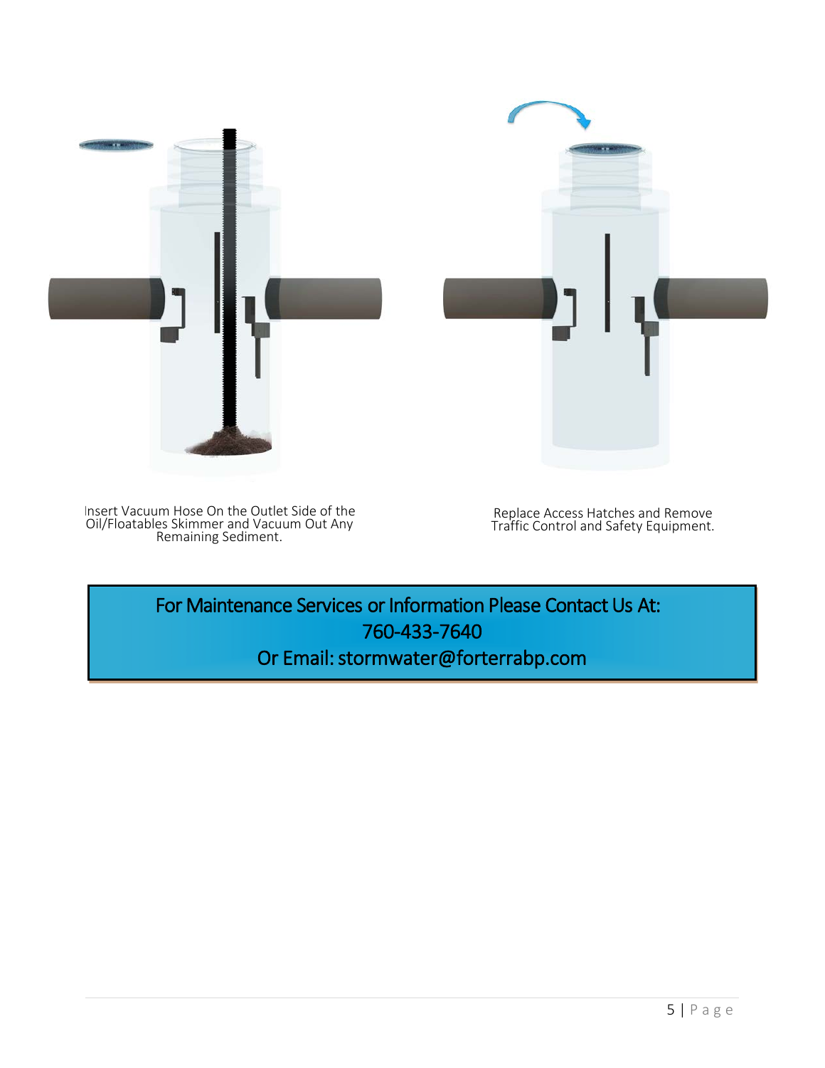Insert Vacuum Hose On the Outlet Side of the Oil/Floatables Skimmer and Vacuum Out Any Remaining Sediment.

Replace Access Hatches and Remove Traffic Control and Safety Equipment.

For Maintenance Services or Information Please Contact Us At:
760-433-7640
Or Email: stormwater@forterrabp.com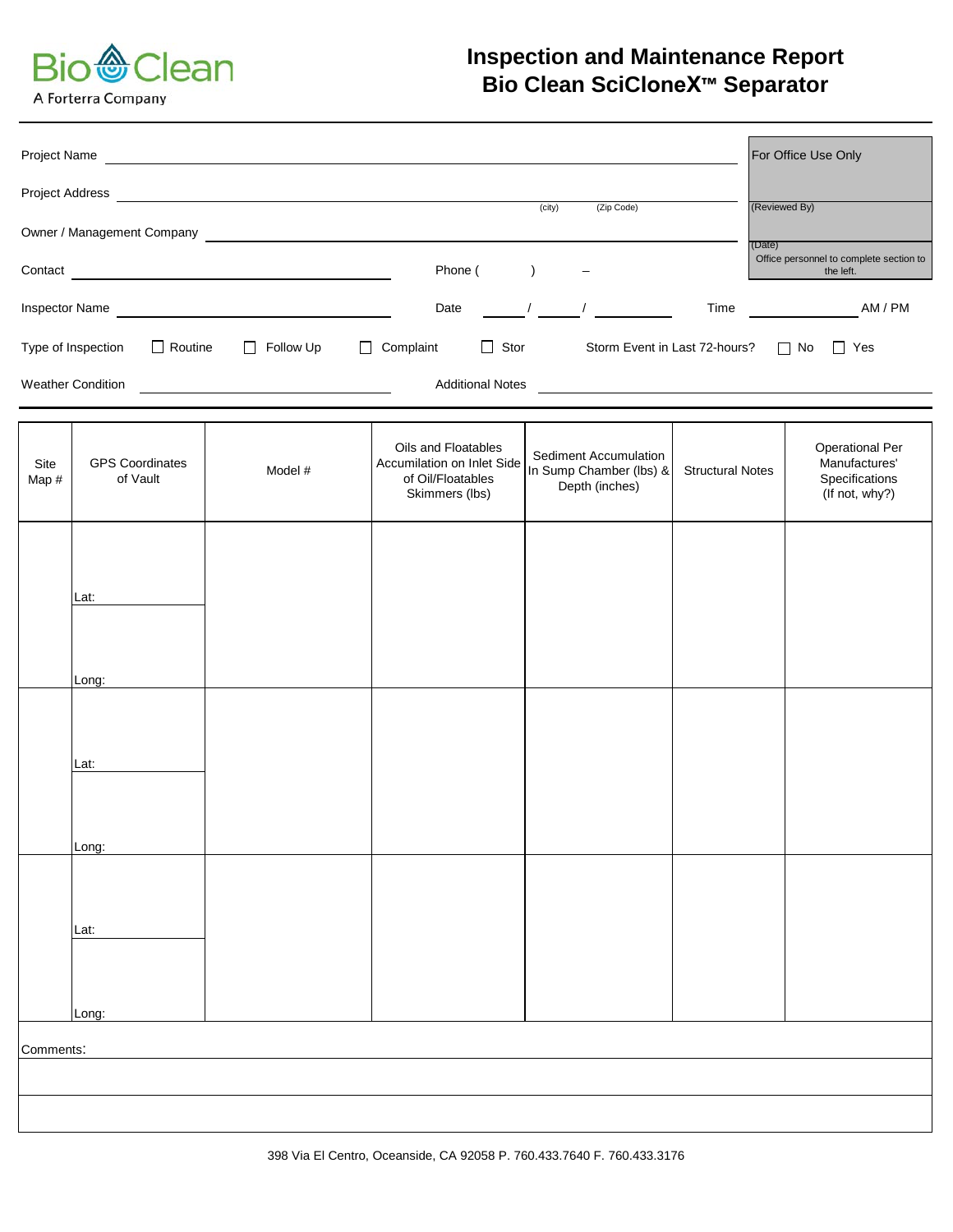Bio Clean
A Forterra Company

# Inspection and Maintenance Report
# Bio Clean SciCloneX™ Separator

| | |
|---|---|
| Project Name ______________________________ | For Office Use Only |
| Project Address ______________________________ (city) (Zip Code) | (Reviewed By) |
| Owner / Management Company ______________________________ | (Date) |
| Contact ______________________ Phone ( ) – | Office personnel to complete section to the left. |

Inspector Name ______________________ Date ____ / ____ / ________ Time __________ AM / PM

Type of Inspection ☐ Routine ☐ Follow Up ☐ Complaint ☐ Stor Storm Event in Last 72-hours? ☐ No ☐ Yes

Weather Condition ______________________ Additional Notes ______________________

| Site Map # | GPS Coordinates of Vault | Model # | Oils and Floatables Accumilation on Inlet Side of Oil/Floatables Skimmers (lbs) | Sediment Accumulation In Sump Chamber (lbs) & Depth (inches) | Structural Notes | Operational Per Manufacturers' Specifications (If not, why?) |
|---|---|---|---|---|---|---|
| | Lat: | | | | | |
| | Long: | | | | | |
| | Lat: | | | | | |
| | Long: | | | | | |
| | Lat: | | | | | |
| | Long: | | | | | |

Comments:

398 Via El Centro, Oceanside, CA 92058 P. 760.433.7640 F. 760.433.3176